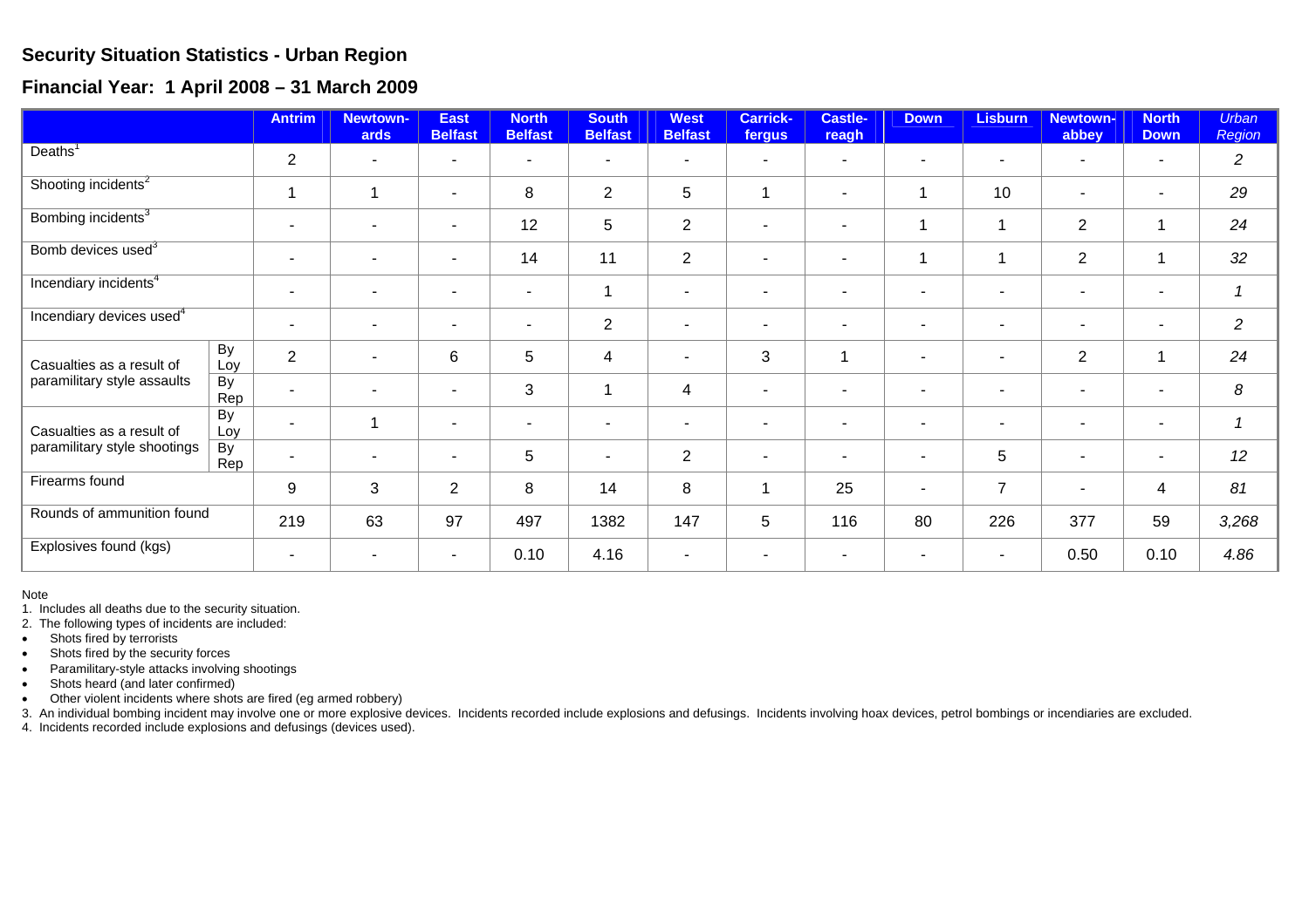## Security Situation Statistics - Urban Region

## Financial Year: 1 April 2008 – 31 March 2009

| | | Antrim | Newtown-ards | East Belfast | North Belfast | South Belfast | West Belfast | Carrick-fergus | Castle-reagh | Down | Lisburn | Newtown-abbey | North Down | *Urban Region* |
|---|---|---|---|---|---|---|---|---|---|---|---|---|---|---|
| Deaths[1] | | 2 | - | - | - | - | - | - | - | - | - | - | - | *2* |
| Shooting incidents[2] | | 1 | 1 | - | 8 | 2 | 5 | 1 | - | 1 | 10 | - | - | *29* |
| Bombing incidents[3] | | - | - | - | 12 | 5 | 2 | - | - | 1 | 1 | 2 | 1 | *24* |
| Bomb devices used[3] | | - | - | - | 14 | 11 | 2 | - | - | 1 | 1 | 2 | 1 | *32* |
| Incendiary incidents[4] | | - | - | - | - | 1 | - | - | - | - | - | - | - | *1* |
| Incendiary devices used[4] | | - | - | - | - | 2 | - | - | - | - | - | - | - | *2* |
| Casualties as a result of paramilitary style assaults | By Loy | 2 | - | 6 | 5 | 4 | - | 3 | 1 | - | - | 2 | 1 | *24* |
| | By Rep | - | - | - | 3 | 1 | 4 | - | - | - | - | - | - | *8* |
| Casualties as a result of paramilitary style shootings | By Loy | - | 1 | - | - | - | - | - | - | - | - | - | - | *1* |
| | By Rep | - | - | - | 5 | - | 2 | - | - | - | 5 | - | - | *12* |
| Firearms found | | 9 | 3 | 2 | 8 | 14 | 8 | 1 | 25 | - | 7 | - | 4 | *81* |
| Rounds of ammunition found | | 219 | 63 | 97 | 497 | 1382 | 147 | 5 | 116 | 80 | 226 | 377 | 59 | *3,268* |
| Explosives found (kgs) | | - | - | - | 0.10 | 4.16 | - | - | - | - | - | 0.50 | 0.10 | *4.86* |

Note
1. Includes all deaths due to the security situation.
2. The following types of incidents are included:
- Shots fired by terrorists
- Shots fired by the security forces
- Paramilitary-style attacks involving shootings
- Shots heard (and later confirmed)
- Other violent incidents where shots are fired (eg armed robbery)

3. An individual bombing incident may involve one or more explosive devices. Incidents recorded include explosions and defusings. Incidents involving hoax devices, petrol bombings or incendiaries are excluded.
4. Incidents recorded include explosions and defusings (devices used).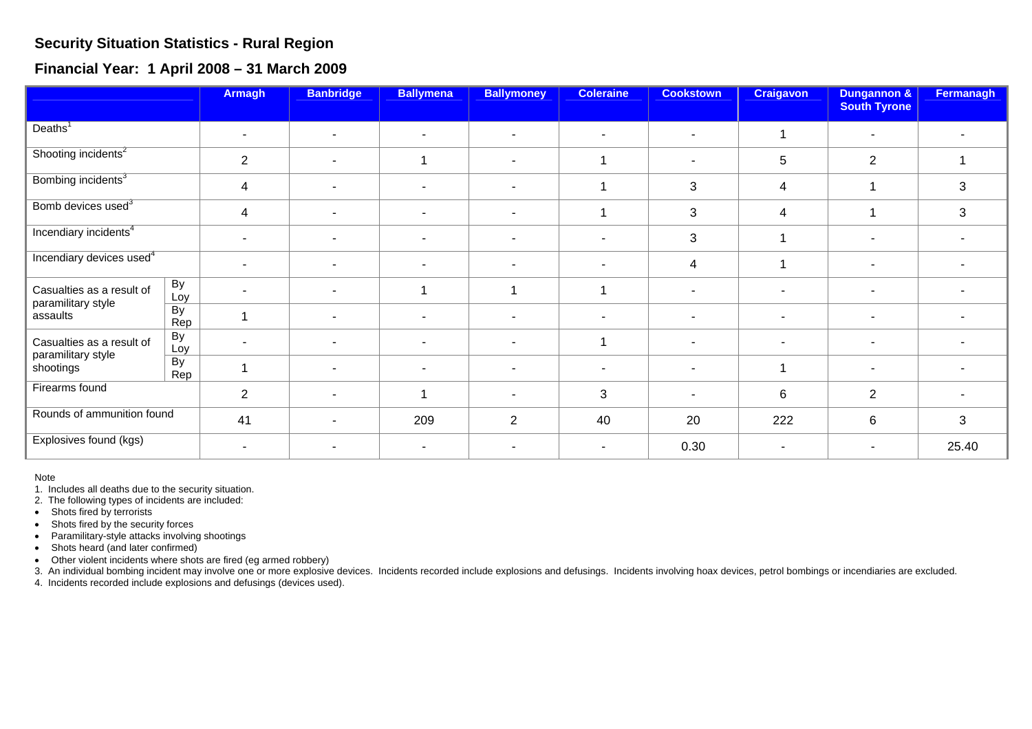## Security Situation Statistics - Rural Region

## Financial Year: 1 April 2008 – 31 March 2009

| | | Armagh | Banbridge | Ballymena | Ballymoney | Coleraine | Cookstown | Craigavon | Dungannon & South Tyrone | Fermanagh |
|---|---|---|---|---|---|---|---|---|---|---|
| Deaths[1] | | - | - | - | - | - | - | 1 | - | - |
| Shooting incidents[2] | | 2 | - | 1 | - | 1 | - | 5 | 2 | 1 |
| Bombing incidents[3] | | 4 | - | - | - | 1 | 3 | 4 | 1 | 3 |
| Bomb devices used[3] | | 4 | - | - | - | 1 | 3 | 4 | 1 | 3 |
| Incendiary incidents[4] | | - | - | - | - | - | 3 | 1 | - | - |
| Incendiary devices used[4] | | - | - | - | - | - | 4 | 1 | - | - |
| Casualties as a result of paramilitary style assaults | By Loy | - | - | 1 | 1 | 1 | - | - | - | - |
| | By Rep | 1 | - | - | - | - | - | - | - | - |
| Casualties as a result of paramilitary style shootings | By Loy | - | - | - | - | 1 | - | - | - | - |
| | By Rep | 1 | - | - | - | - | - | 1 | - | - |
| Firearms found | | 2 | - | 1 | - | 3 | - | 6 | 2 | - |
| Rounds of ammunition found | | 41 | - | 209 | 2 | 40 | 20 | 222 | 6 | 3 |
| Explosives found (kgs) | | - | - | - | - | - | 0.30 | - | - | 25.40 |

Note

1. Includes all deaths due to the security situation.
2. The following types of incidents are included:
   - Shots fired by terrorists
   - Shots fired by the security forces
   - Paramilitary-style attacks involving shootings
   - Shots heard (and later confirmed)
   - Other violent incidents where shots are fired (eg armed robbery)
3. An individual bombing incident may involve one or more explosive devices. Incidents recorded include explosions and defusings. Incidents involving hoax devices, petrol bombings or incendiaries are excluded.
4. Incidents recorded include explosions and defusings (devices used).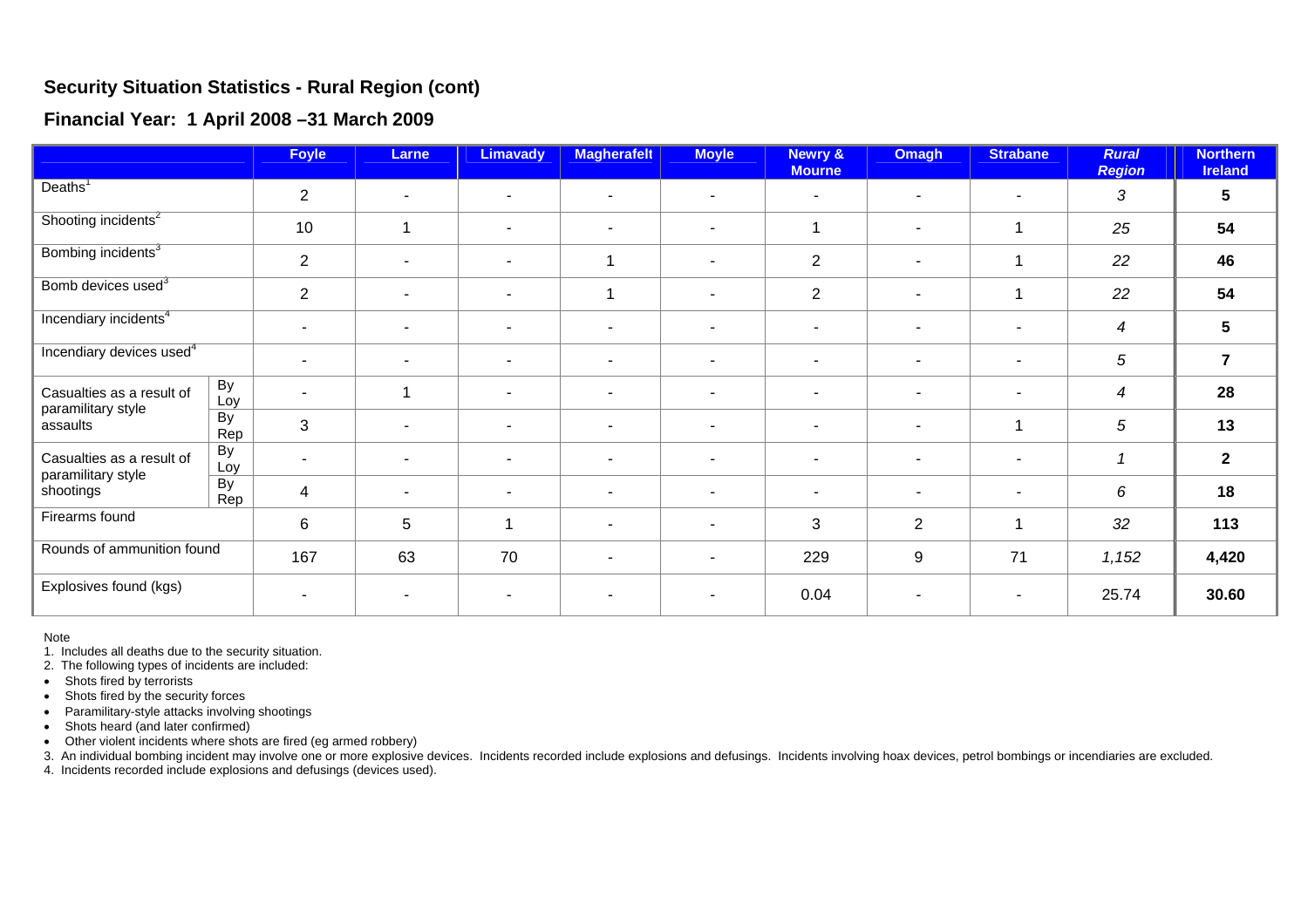## Security Situation Statistics - Rural Region (cont)

## Financial Year: 1 April 2008 –31 March 2009

| | | Foyle | Larne | Limavady | Magherafelt | Moyle | Newry & Mourne | Omagh | Strabane | *Rural Region* | **Northern Ireland** |
|---|---|---|---|---|---|---|---|---|---|---|---|
| Deaths[1] | | 2 | - | - | - | - | - | - | - | *3* | **5** |
| Shooting incidents[2] | | 10 | 1 | - | - | - | 1 | - | 1 | *25* | **54** |
| Bombing incidents[3] | | 2 | - | - | 1 | - | 2 | - | 1 | *22* | **46** |
| Bomb devices used[3] | | 2 | - | - | 1 | - | 2 | - | 1 | *22* | **54** |
| Incendiary incidents[4] | | - | - | - | - | - | - | - | - | *4* | **5** |
| Incendiary devices used[4] | | - | - | - | - | - | - | - | - | *5* | **7** |
| Casualties as a result of paramilitary style assaults | By Loy | - | 1 | - | - | - | - | - | - | *4* | **28** |
| | By Rep | 3 | - | - | - | - | - | - | 1 | *5* | **13** |
| Casualties as a result of paramilitary style shootings | By Loy | - | - | - | - | - | - | - | - | *1* | **2** |
| | By Rep | 4 | - | - | - | - | - | - | - | *6* | **18** |
| Firearms found | | 6 | 5 | 1 | - | - | 3 | 2 | 1 | *32* | **113** |
| Rounds of ammunition found | | 167 | 63 | 70 | - | - | 229 | 9 | 71 | *1,152* | **4,420** |
| Explosives found (kgs) | | - | - | - | - | - | 0.04 | - | - | 25.74 | **30.60** |

Note

1. Includes all deaths due to the security situation.
2. The following types of incidents are included:
   - Shots fired by terrorists
   - Shots fired by the security forces
   - Paramilitary-style attacks involving shootings
   - Shots heard (and later confirmed)
   - Other violent incidents where shots are fired (eg armed robbery)
3. An individual bombing incident may involve one or more explosive devices. Incidents recorded include explosions and defusings. Incidents involving hoax devices, petrol bombings or incendiaries are excluded.
4. Incidents recorded include explosions and defusings (devices used).